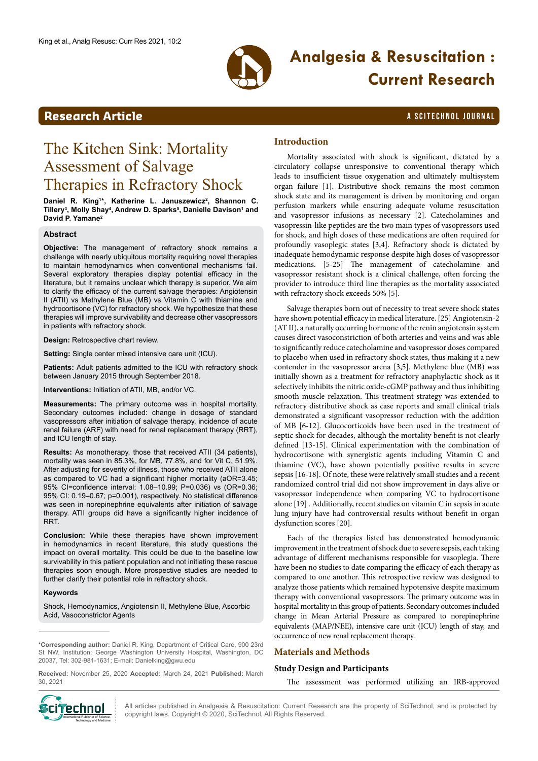Research Article

# The Kitchen Sink: Mortality Assessment of Salvage Therapies in Refractory Shock

**Daniel R. King[1]\*, Katherine L. Januszewicz[2], Shannon C. Tillery[3], Molly Shay[4], Andrew D. Sparks[5], Danielle Davison[1] and David P. Yamane[2]**

## Abstract

**Objective:** The management of refractory shock remains a challenge with nearly ubiquitous mortality requiring novel therapies to maintain hemodynamics when conventional mechanisms fail. Several exploratory therapies display potential efficacy in the literature, but it remains unclear which therapy is superior. We aim to clarify the efficacy of the current salvage therapies: Angiotensin II (ATII) vs Methylene Blue (MB) vs Vitamin C with thiamine and hydrocortisone (VC) for refractory shock. We hypothesize that these therapies will improve survivability and decrease other vasopressors in patients with refractory shock.

**Design:** Retrospective chart review.

**Setting:** Single center mixed intensive care unit (ICU).

**Patients:** Adult patients admitted to the ICU with refractory shock between January 2015 through September 2018.

**Interventions:** Initiation of ATII, MB, and/or VC.

**Measurements:** The primary outcome was in hospital mortality. Secondary outcomes included: change in dosage of standard vasopressors after initiation of salvage therapy, incidence of acute renal failure (ARF) with need for renal replacement therapy (RRT), and ICU length of stay.

**Results:** As monotherapy, those that received ATII (34 patients), mortality was seen in 85.3%, for MB, 77.8%, and for Vit C, 51.9%. After adjusting for severity of illness, those who received ATII alone as compared to VC had a significant higher mortality (aOR=3.45; 95% CI=confidence interval: 1.08–10.99; P=0.036) vs (OR=0.36; 95% CI: 0.19–0.67; p=0.001), respectively. No statistical difference was seen in norepinephrine equivalents after initiation of salvage therapy. ATII groups did have a significantly higher incidence of RRT.

**Conclusion:** While these therapies have shown improvement in hemodynamics in recent literature, this study questions the impact on overall mortality. This could be due to the baseline low survivability in this patient population and not initiating these rescue therapies soon enough. More prospective studies are needed to further clarify their potential role in refractory shock.

### Keywords

Shock, Hemodynamics, Angiotensin II, Methylene Blue, Ascorbic Acid, Vasoconstrictor Agents

\*Corresponding author: Daniel R. King, Department of Critical Care, 900 23rd St NW, Institution: George Washington University Hospital, Washington, DC 20037, Tel: 302-981-1631; E-mail: Danielking@gwu.edu

**Received:** November 25, 2020 **Accepted:** March 24, 2021 **Published:** March 30, 2021

## Introduction

Mortality associated with shock is significant, dictated by a circulatory collapse unresponsive to conventional therapy which leads to insufficient tissue oxygenation and ultimately multisystem organ failure [1]. Distributive shock remains the most common shock state and its management is driven by monitoring end organ perfusion markers while ensuring adequate volume resuscitation and vasopressor infusions as necessary [2]. Catecholamines and vasopressin-like peptides are the two main types of vasopressors used for shock, and high doses of these medications are often required for profoundly vasoplegic states [3,4]. Refractory shock is dictated by inadequate hemodynamic response despite high doses of vasopressor medications. [5-25] The management of catecholamine and vasopressor resistant shock is a clinical challenge, often forcing the provider to introduce third line therapies as the mortality associated with refractory shock exceeds 50% [5].

Salvage therapies born out of necessity to treat severe shock states have shown potential efficacy in medical literature. [25] Angiotensin-2 (AT II), a naturally occurring hormone of the renin angiotensin system causes direct vasoconstriction of both arteries and veins and was able to significantly reduce catecholamine and vasopressor doses compared to placebo when used in refractory shock states, thus making it a new contender in the vasopressor arena [3,5]. Methylene blue (MB) was initially shown as a treatment for refractory anaphylactic shock as it selectively inhibits the nitric oxide-cGMP pathway and thus inhibiting smooth muscle relaxation. This treatment strategy was extended to refractory distributive shock as case reports and small clinical trials demonstrated a significant vasopressor reduction with the addition of MB [6-12]. Glucocorticoids have been used in the treatment of septic shock for decades, although the mortality benefit is not clearly defined [13-15]. Clinical experimentation with the combination of hydrocortisone with synergistic agents including Vitamin C and thiamine (VC), have shown potentially positive results in severe sepsis [16-18]. Of note, these were relatively small studies and a recent randomized control trial did not show improvement in days alive or vasopressor independence when comparing VC to hydrocortisone alone [19] . Additionally, recent studies on vitamin C in sepsis in acute lung injury have had controversial results without benefit in organ dysfunction scores [20].

Each of the therapies listed has demonstrated hemodynamic improvement in the treatment of shock due to severe sepsis, each taking advantage of different mechanisms responsible for vasoplegia. There have been no studies to date comparing the efficacy of each therapy as compared to one another. This retrospective review was designed to analyze those patients which remained hypotensive despite maximum therapy with conventional vasopressors. The primary outcome was in hospital mortality in this group of patients. Secondary outcomes included change in Mean Arterial Pressure as compared to norepinephrine equivalents (MAP/NEE), intensive care unit (ICU) length of stay, and occurrence of new renal replacement therapy.

## Materials and Methods

### Study Design and Participants

The assessment was performed utilizing an IRB-approved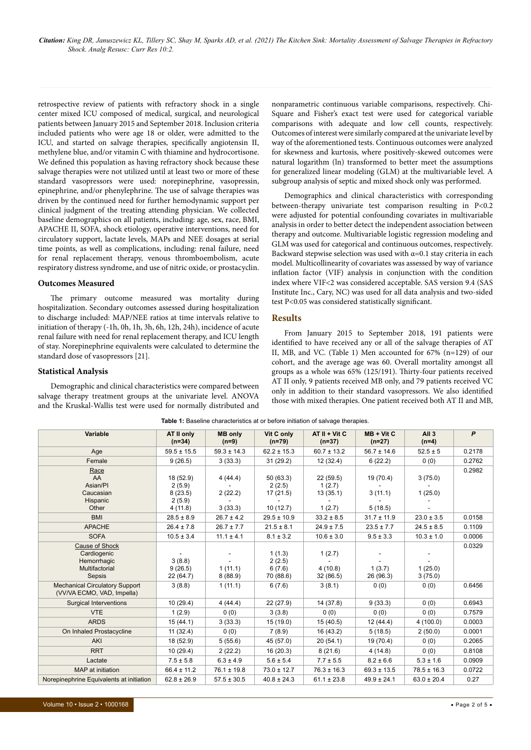retrospective review of patients with refractory shock in a single center mixed ICU composed of medical, surgical, and neurological patients between January 2015 and September 2018. Inclusion criteria included patients who were age 18 or older, were admitted to the ICU, and started on salvage therapies, specifically angiotensin II, methylene blue, and/or vitamin C with thiamine and hydrocortisone. We defined this population as having refractory shock because these salvage therapies were not utilized until at least two or more of these standard vasopressors were used: norepinephrine, vasopressin, epinephrine, and/or phenylephrine. The use of salvage therapies was driven by the continued need for further hemodynamic support per clinical judgment of the treating attending physician. We collected baseline demographics on all patients, including: age, sex, race, BMI, APACHE II, SOFA, shock etiology, operative interventions, need for circulatory support, lactate levels, MAPs and NEE dosages at serial time points, as well as complications, including: renal failure, need for renal replacement therapy, venous thromboembolism, acute respiratory distress syndrome, and use of nitric oxide, or prostacyclin.

### Outcomes Measured

The primary outcome measured was mortality during hospitalization. Secondary outcomes assessed during hospitalization to discharge included: MAP/NEE ratios at time intervals relative to initiation of therapy (-1h, 0h, 1h, 3h, 6h, 12h, 24h), incidence of acute renal failure with need for renal replacement therapy, and ICU length of stay. Norepinephrine equivalents were calculated to determine the standard dose of vasopressors [21].

### Statistical Analysis

Demographic and clinical characteristics were compared between salvage therapy treatment groups at the univariate level. ANOVA and the Kruskal-Wallis test were used for normally distributed and nonparametric continuous variable comparisons, respectively. Chi-Square and Fisher's exact test were used for categorical variable comparisons with adequate and low cell counts, respectively. Outcomes of interest were similarly compared at the univariate level by way of the aforementioned tests. Continuous outcomes were analyzed for skewness and kurtosis, where positively-skewed outcomes were natural logarithm (ln) transformed to better meet the assumptions for generalized linear modeling (GLM) at the multivariable level. A subgroup analysis of septic and mixed shock only was performed.

Demographics and clinical characteristics with corresponding between-therapy univariate test comparison resulting in $P<0.2$ were adjusted for potential confounding covariates in multivariable analysis in order to better detect the independent association between therapy and outcome. Multivariable logistic regression modeling and GLM was used for categorical and continuous outcomes, respectively. Backward stepwise selection was used with $\alpha=0.1$ stay criteria in each model. Multicollinearity of covariates was assessed by way of variance inflation factor (VIF) analysis in conjunction with the condition index where VIF<2 was considered acceptable. SAS version 9.4 (SAS Institute Inc., Cary, NC) was used for all data analysis and two-sided test $P<0.05$ was considered statistically significant.

## Results

From January 2015 to September 2018, 191 patients were identified to have received any or all of the salvage therapies of AT II, MB, and VC. (Table 1) Men accounted for 67% (n=129) of our cohort, and the average age was 60. Overall mortality amongst all groups as a whole was 65% (125/191). Thirty-four patients received AT II only, 9 patients received MB only, and 79 patients received VC only in addition to their standard vasopressors. We also identified those with mixed therapies. One patient received both AT II and MB,

**Table 1:** Baseline characteristics at or before initiation of salvage therapies.

| Variable | AT II only (n=34) | MB only (n=9) | Vit C only (n=79) | AT II + Vit C (n=37) | MB + Vit C (n=27) | All 3 (n=4) | *P* |
|---|---|---|---|---|---|---|---|
| Age | 59.5 ± 15.5 | 59.3 ± 14.3 | 62.2 ± 15.3 | 60.7 ± 13.2 | 56.7 ± 14.6 | 52.5 ± 5 | 0.2178 |
| Female | 9 (26.5) | 3 (33.3) | 31 (29.2) | 12 (32.4) | 6 (22.2) | 0 (0) | 0.2762 |
| Race | | | | | | | 0.2982 |
| AA | 18 (52.9) | 4 (44.4) | 50 (63.3) | 22 (59.5) | 19 (70.4) | 3 (75.0) | |
| Asian/PI | 2 (5.9) | - | 2 (2.5) | 1 (2.7) | - | - | |
| Caucasian | 8 (23.5) | 2 (22.2) | 17 (21.5) | 13 (35.1) | 3 (11.1) | 1 (25.0) | |
| Hispanic | 2 (5.9) | - | - | - | - | - | |
| Other | 4 (11.8) | 3 (33.3) | 10 (12.7) | 1 (2.7) | 5 (18.5) | - | |
| BMI | 28.5 ± 8.9 | 26.7 ± 4.2 | 29.5 ± 10.9 | 33.2 ± 8.5 | 31.7 ± 11.9 | 23.0 ± 3.5 | 0.0158 |
| APACHE | 26.4 ± 7.8 | 26.7 ± 7.7 | 21.5 ± 8.1 | 24.9 ± 7.5 | 23.5 ± 7.7 | 24.5 ± 8.5 | 0.1109 |
| SOFA | 10.5 ± 3.4 | 11.1 ± 4.1 | 8.1 ± 3.2 | 10.6 ± 3.0 | 9.5 ± 3.3 | 10.3 ± 1.0 | 0.0006 |
| Cause of Shock | | | | | | | 0.0329 |
| Cardiogenic | - | - | 1 (1.3) | 1 (2.7) | - | - | |
| Hemorrhagic | 3 (8.8) | - | 2 (2.5) | - | - | - | |
| Multifactorial | 9 (26.5) | 1 (11.1) | 6 (7.6) | 4 (10.8) | 1 (3.7) | 1 (25.0) | |
| Sepsis | 22 (64.7) | 8 (88.9) | 70 (88.6) | 32 (86.5) | 26 (96.3) | 3 (75.0) | |
| Mechanical Circulatory Support (VV/VA ECMO, VAD, Impella) | 3 (8.8) | 1 (11.1) | 6 (7.6) | 3 (8.1) | 0 (0) | 0 (0) | 0.6456 |
| Surgical Interventions | 10 (29.4) | 4 (44.4) | 22 (27.9) | 14 (37.8) | 9 (33.3) | 0 (0) | 0.6943 |
| VTE | 1 (2.9) | 0 (0) | 3 (3.8) | 0 (0) | 0 (0) | 0 (0) | 0.7579 |
| ARDS | 15 (44.1) | 3 (33.3) | 15 (19.0) | 15 (40.5) | 12 (44.4) | 4 (100.0) | 0.0003 |
| On Inhaled Prostacycline | 11 (32.4) | 0 (0) | 7 (8.9) | 16 (43.2) | 5 (18.5) | 2 (50.0) | 0.0001 |
| AKI | 18 (52.9) | 5 (55.6) | 45 (57.0) | 20 (54.1) | 19 (70.4) | 0 (0) | 0.2065 |
| RRT | 10 (29.4) | 2 (22.2) | 16 (20.3) | 8 (21.6) | 4 (14.8) | 0 (0) | 0.8108 |
| Lactate | 7.5 ± 5.8 | 6.3 ± 4.9 | 5.6 ± 5.4 | 7.7 ± 5.5 | 8.2 ± 6.6 | 5.3 ± 1.6 | 0.0909 |
| MAP at initiation | 66.4 ± 11.2 | 76.1 ± 19.8 | 73.0 ± 12.7 | 76.3 ± 16.3 | 69.3 ± 13.5 | 78.5 ± 16.3 | 0.0722 |
| Norepinephrine Equivalents at initiation | 62.8 ± 26.9 | 57.5 ± 30.5 | 40.8 ± 24.3 | 61.1 ± 23.8 | 49.9 ± 24.1 | 63.0 ± 20.4 | 0.27 |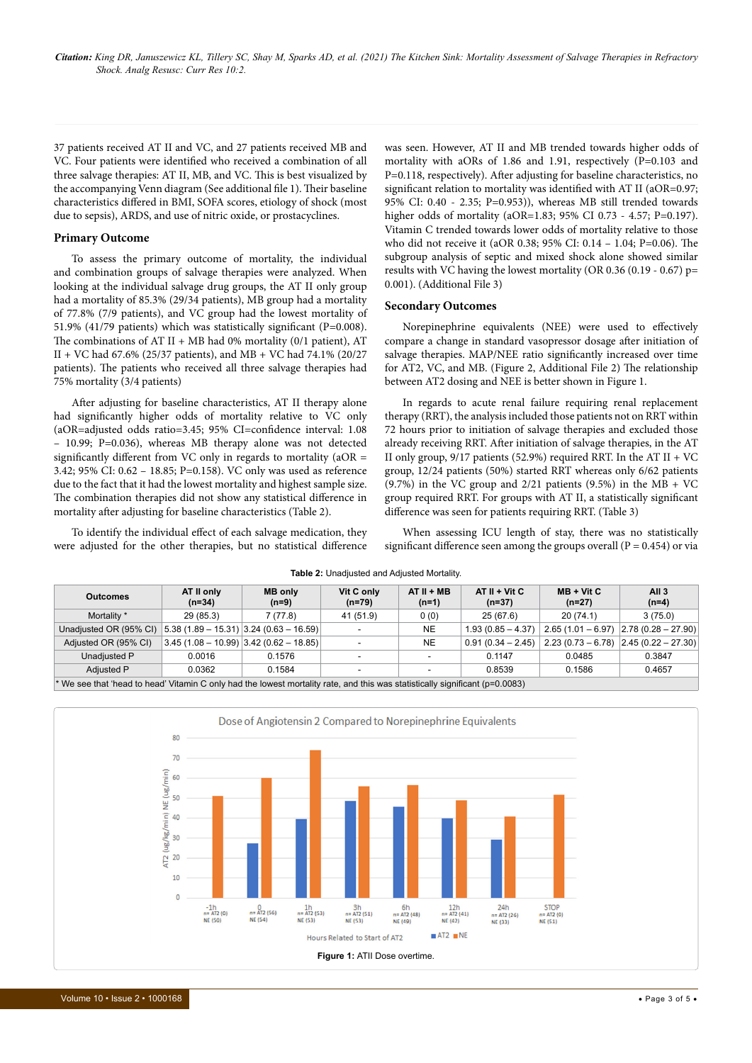37 patients received AT II and VC, and 27 patients received MB and VC. Four patients were identified who received a combination of all three salvage therapies: AT II, MB, and VC. This is best visualized by the accompanying Venn diagram (See additional file 1). Their baseline characteristics differed in BMI, SOFA scores, etiology of shock (most due to sepsis), ARDS, and use of nitric oxide, or prostacyclines.

## Primary Outcome

To assess the primary outcome of mortality, the individual and combination groups of salvage therapies were analyzed. When looking at the individual salvage drug groups, the AT II only group had a mortality of 85.3% (29/34 patients), MB group had a mortality of 77.8% (7/9 patients), and VC group had the lowest mortality of 51.9% (41/79 patients) which was statistically significant (P=0.008). The combinations of AT II + MB had 0% mortality (0/1 patient), AT II + VC had 67.6% (25/37 patients), and MB + VC had 74.1% (20/27 patients). The patients who received all three salvage therapies had 75% mortality (3/4 patients)

After adjusting for baseline characteristics, AT II therapy alone had significantly higher odds of mortality relative to VC only (aOR=adjusted odds ratio=3.45; 95% CI=confidence interval: 1.08 – 10.99; P=0.036), whereas MB therapy alone was not detected significantly different from VC only in regards to mortality (aOR = 3.42; 95% CI: 0.62 – 18.85; P=0.158). VC only was used as reference due to the fact that it had the lowest mortality and highest sample size. The combination therapies did not show any statistical difference in mortality after adjusting for baseline characteristics (Table 2).

To identify the individual effect of each salvage medication, they were adjusted for the other therapies, but no statistical difference was seen. However, AT II and MB trended towards higher odds of mortality with aORs of 1.86 and 1.91, respectively (P=0.103 and P=0.118, respectively). After adjusting for baseline characteristics, no significant relation to mortality was identified with AT II (aOR=0.97; 95% CI: 0.40 - 2.35; P=0.953)), whereas MB still trended towards higher odds of mortality (aOR=1.83; 95% CI 0.73 - 4.57; P=0.197). Vitamin C trended towards lower odds of mortality relative to those who did not receive it (aOR 0.38; 95% CI: 0.14 – 1.04; P=0.06). The subgroup analysis of septic and mixed shock alone showed similar results with VC having the lowest mortality (OR 0.36 (0.19 - 0.67) p= 0.001). (Additional File 3)

## Secondary Outcomes

Norepinephrine equivalents (NEE) were used to effectively compare a change in standard vasopressor dosage after initiation of salvage therapies. MAP/NEE ratio significantly increased over time for AT2, VC, and MB. (Figure 2, Additional File 2) The relationship between AT2 dosing and NEE is better shown in Figure 1.

In regards to acute renal failure requiring renal replacement therapy (RRT), the analysis included those patients not on RRT within 72 hours prior to initiation of salvage therapies and excluded those already receiving RRT. After initiation of salvage therapies, in the AT II only group, 9/17 patients (52.9%) required RRT. In the AT II + VC group, 12/24 patients (50%) started RRT whereas only 6/62 patients (9.7%) in the VC group and 2/21 patients (9.5%) in the MB + VC group required RRT. For groups with AT II, a statistically significant difference was seen for patients requiring RRT. (Table 3)

When assessing ICU length of stay, there was no statistically significant difference seen among the groups overall (P = 0.454) or via

**Table 2:** Unadjusted and Adjusted Mortality.

| Outcomes | AT II only (n=34) | MB only (n=9) | Vit C only (n=79) | AT II + MB (n=1) | AT II + Vit C (n=37) | MB + Vit C (n=27) | All 3 (n=4) |
|---|---|---|---|---|---|---|---|
| Mortality * | 29 (85.3) | 7 (77.8) | 41 (51.9) | 0 (0) | 25 (67.6) | 20 (74.1) | 3 (75.0) |
| Unadjusted OR (95% CI) | 5.38 (1.89 – 15.31) | 3.24 (0.63 – 16.59) | - | NE | 1.93 (0.85 – 4.37) | 2.65 (1.01 – 6.97) | 2.78 (0.28 – 27.90) |
| Adjusted OR (95% CI) | 3.45 (1.08 – 10.99) | 3.42 (0.62 – 18.85) | - | NE | 0.91 (0.34 – 2.45) | 2.23 (0.73 – 6.78) | 2.45 (0.22 – 27.30) |
| Unadjusted P | 0.0016 | 0.1576 | - | - | 0.1147 | 0.0485 | 0.3847 |
| Adjusted P | 0.0362 | 0.1584 | - | - | 0.8539 | 0.1586 | 0.4657 |

* We see that 'head to head' Vitamin C only had the lowest mortality rate, and this was statistically significant (p=0.0083)

**Figure 1:** ATII Dose overtime.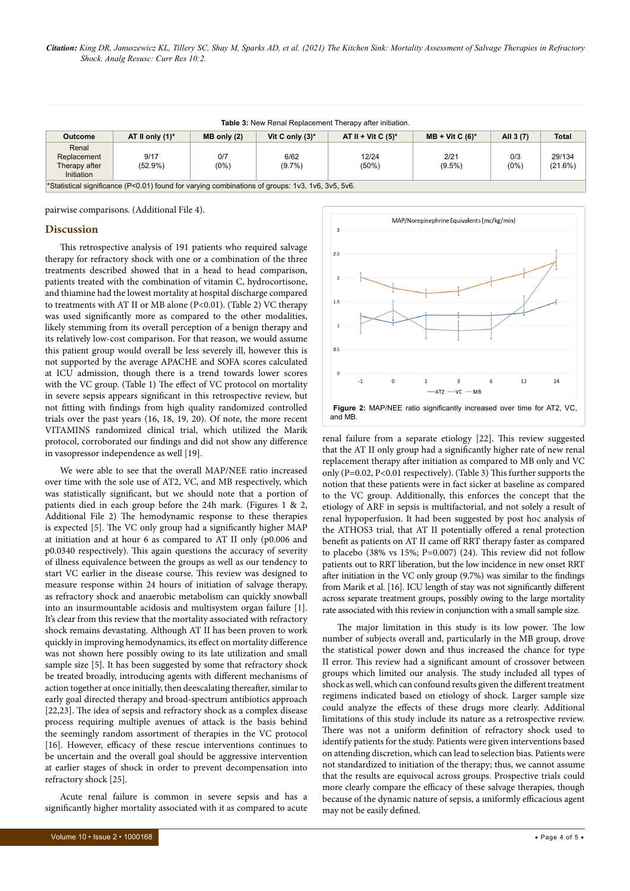**Table 3:** New Renal Replacement Therapy after initiation.

| Outcome | AT II only (1)* | MB only (2) | Vit C only (3)* | AT II + Vit C (5)* | MB + Vit C (6)* | All 3 (7) | Total |
|---|---|---|---|---|---|---|---|
| Renal Replacement Therapy after Initiation | 9/17 (52.9%) | 0/7 (0%) | 6/62 (9.7%) | 12/24 (50%) | 2/21 (9.5%) | 0/3 (0%) | 29/134 (21.6%) |

*Statistical significance (P<0.01) found for varying combinations of groups: 1v3, 1v6, 3v5, 5v6.

pairwise comparisons. (Additional File 4).

## Discussion

This retrospective analysis of 191 patients who required salvage therapy for refractory shock with one or a combination of the three treatments described showed that in a head to head comparison, patients treated with the combination of vitamin C, hydrocortisone, and thiamine had the lowest mortality at hospital discharge compared to treatments with AT II or MB alone (P<0.01). (Table 2) VC therapy was used significantly more as compared to the other modalities, likely stemming from its overall perception of a benign therapy and its relatively low-cost comparison. For that reason, we would assume this patient group would overall be less severely ill, however this is not supported by the average APACHE and SOFA scores calculated at ICU admission, though there is a trend towards lower scores with the VC group. (Table 1) The effect of VC protocol on mortality in severe sepsis appears significant in this retrospective review, but not fitting with findings from high quality randomized controlled trials over the past years (16, 18, 19, 20). Of note, the more recent VITAMINS randomized clinical trial, which utilized the Marik protocol, corroborated our findings and did not show any difference in vasopressor independence as well [19].

We were able to see that the overall MAP/NEE ratio increased over time with the sole use of AT2, VC, and MB respectively, which was statistically significant, but we should note that a portion of patients died in each group before the 24h mark. (Figures 1 & 2, Additional File 2) The hemodynamic response to these therapies is expected [5]. The VC only group had a significantly higher MAP at initiation and at hour 6 as compared to AT II only (p0.006 and p0.0340 respectively). This again questions the accuracy of severity of illness equivalence between the groups as well as our tendency to start VC earlier in the disease course. This review was designed to measure response within 24 hours of initiation of salvage therapy, as refractory shock and anaerobic metabolism can quickly snowball into an insurmountable acidosis and multisystem organ failure [1]. It's clear from this review that the mortality associated with refractory shock remains devastating. Although AT II has been proven to work quickly in improving hemodynamics, its effect on mortality difference was not shown here possibly owing to its late utilization and small sample size [5]. It has been suggested by some that refractory shock be treated broadly, introducing agents with different mechanisms of action together at once initially, then deescalating thereafter, similar to early goal directed therapy and broad-spectrum antibiotics approach [22,23]. The idea of sepsis and refractory shock as a complex disease process requiring multiple avenues of attack is the basis behind the seemingly random assortment of therapies in the VC protocol [16]. However, efficacy of these rescue interventions continues to be uncertain and the overall goal should be aggressive intervention at earlier stages of shock in order to prevent decompensation into refractory shock [25].

Acute renal failure is common in severe sepsis and has a significantly higher mortality associated with it as compared to acute renal failure from a separate etiology [22]. This review suggested that the AT II only group had a significantly higher rate of new renal replacement therapy after initiation as compared to MB only and VC only (P=0.02, P<0.01 respectively). (Table 3) This further supports the notion that these patients were in fact sicker at baseline as compared to the VC group. Additionally, this enforces the concept that the etiology of ARF in sepsis is multifactorial, and not solely a result of renal hypoperfusion. It had been suggested by post hoc analysis of the ATHOS3 trial, that AT II potentially offered a renal protection benefit as patients on AT II came off RRT therapy faster as compared to placebo (38% vs 15%; P=0.007) (24). This review did not follow patients out to RRT liberation, but the low incidence in new onset RRT after initiation in the VC only group (9.7%) was similar to the findings from Marik et al. [16]. ICU length of stay was not significantly different across separate treatment groups, possibly owing to the large mortality rate associated with this review in conjunction with a small sample size.

**Figure 2:** MAP/NEE ratio significantly increased over time for AT2, VC, and MB.

The major limitation in this study is its low power. The low number of subjects overall and, particularly in the MB group, drove the statistical power down and thus increased the chance for type II error. This review had a significant amount of crossover between groups which limited our analysis. The study included all types of shock as well, which can confound results given the different treatment regimens indicated based on etiology of shock. Larger sample size could analyze the effects of these drugs more clearly. Additional limitations of this study include its nature as a retrospective review. There was not a uniform definition of refractory shock used to identify patients for the study. Patients were given interventions based on attending discretion, which can lead to selection bias. Patients were not standardized to initiation of the therapy; thus, we cannot assume that the results are equivocal across groups. Prospective trials could more clearly compare the efficacy of these salvage therapies, though because of the dynamic nature of sepsis, a uniformly efficacious agent may not be easily defined.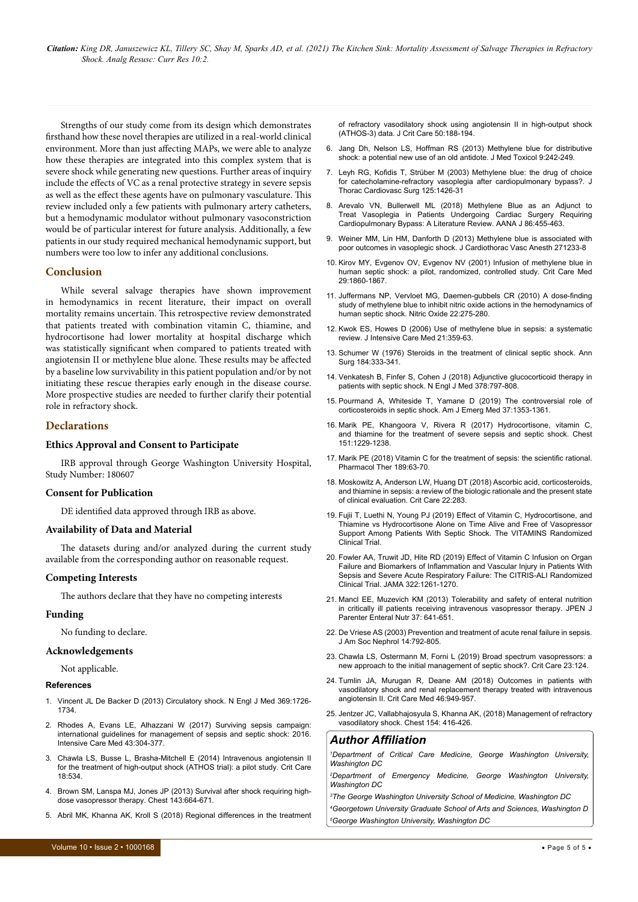Strengths of our study come from its design which demonstrates firsthand how these novel therapies are utilized in a real-world clinical environment. More than just affecting MAPs, we were able to analyze how these therapies are integrated into this complex system that is severe shock while generating new questions. Further areas of inquiry include the effects of VC as a renal protective strategy in severe sepsis as well as the effect these agents have on pulmonary vasculature. This review included only a few patients with pulmonary artery catheters, but a hemodynamic modulator without pulmonary vasoconstriction would be of particular interest for future analysis. Additionally, a few patients in our study required mechanical hemodynamic support, but numbers were too low to infer any additional conclusions.

## Conclusion

While several salvage therapies have shown improvement in hemodynamics in recent literature, their impact on overall mortality remains uncertain. This retrospective review demonstrated that patients treated with combination vitamin C, thiamine, and hydrocortisone had lower mortality at hospital discharge which was statistically significant when compared to patients treated with angiotensin II or methylene blue alone. These results may be affected by a baseline low survivability in this patient population and/or by not initiating these rescue therapies early enough in the disease course. More prospective studies are needed to further clarify their potential role in refractory shock.

## Declarations

### Ethics Approval and Consent to Participate

IRB approval through George Washington University Hospital, Study Number: 180607

### Consent for Publication

DE identified data approved through IRB as above.

### Availability of Data and Material

The datasets during and/or analyzed during the current study available from the corresponding author on reasonable request.

### Competing Interests

The authors declare that they have no competing interests

### Funding

No funding to declare.

### Acknowledgements

Not applicable.

### References

1. Vincent JL De Backer D (2013) Circulatory shock. N Engl J Med 369:1726-1734.
2. Rhodes A, Evans LE, Alhazzani W (2017) Surviving sepsis campaign: international guidelines for management of sepsis and septic shock: 2016. Intensive Care Med 43:304-377.
3. Chawla LS, Busse L, Brasha-Mitchell E (2014) Intravenous angiotensin II for the treatment of high-output shock (ATHOS trial): a pilot study. Crit Care 18:534.
4. Brown SM, Lanspa MJ, Jones JP (2013) Survival after shock requiring high-dose vasopressor therapy. Chest 143:664-671.
5. Abril MK, Khanna AK, Kroll S (2018) Regional differences in the treatment of refractory vasodilatory shock using angiotensin II in high-output shock (ATHOS-3) data. J Crit Care 50:188-194.
6. Jang Dh, Nelson LS, Hoffman RS (2013) Methylene blue for distributive shock: a potential new use of an old antidote. J Med Toxicol 9:242-249.
7. Leyh RG, Kofidis T, Strüber M (2003) Methylene blue: the drug of choice for catecholamine-refractory vasoplegia after cardiopulmonary bypass?. J Thorac Cardiovasc Surg 125:1426-31
8. Arevalo VN, Bullerwell ML (2018) Methylene Blue as an Adjunct to Treat Vasoplegia in Patients Undergoing Cardiac Surgery Requiring Cardiopulmonary Bypass: A Literature Review. AANA J 86:455-463.
9. Weiner MM, Lin HM, Danforth D (2013) Methylene blue is associated with poor outcomes in vasoplegic shock. J Cardiothorac Vasc Anesth 271233-8
10. Kirov MY, Evgenov OV, Evgenov NV (2001) Infusion of methylene blue in human septic shock: a pilot, randomized, controlled study. Crit Care Med 29:1860-1867.
11. Juffermans NP, Vervloet MG, Daemen-gubbels CR (2010) A dose-finding study of methylene blue to inhibit nitric oxide actions in the hemodynamics of human septic shock. Nitric Oxide 22:275-280.
12. Kwok ES, Howes D (2006) Use of methylene blue in sepsis: a systematic review. J Intensive Care Med 21:359-63.
13. Schumer W (1976) Steroids in the treatment of clinical septic shock. Ann Surg 184:333-341.
14. Venkatesh B, Finfer S, Cohen J (2018) Adjunctive glucocorticoid therapy in patients with septic shock. N Engl J Med 378:797-808.
15. Pourmand A, Whiteside T, Yamane D (2019) The controversial role of corticosteroids in septic shock. Am J Emerg Med 37:1353-1361.
16. Marik PE, Khangoora V, Rivera R (2017) Hydrocortisone, vitamin C, and thiamine for the treatment of severe sepsis and septic shock. Chest 151:1229-1238.
17. Marik PE (2018) Vitamin C for the treatment of sepsis: the scientific rational. Pharmacol Ther 189:63-70.
18. Moskowitz A, Anderson LW, Huang DT (2018) Ascorbic acid, corticosteroids, and thiamine in sepsis: a review of the biologic rationale and the present state of clinical evaluation. Crit Care 22:283.
19. Fujii T, Luethi N, Young PJ (2019) Effect of Vitamin C, Hydrocortisone, and Thiamine vs Hydrocortisone Alone on Time Alive and Free of Vasopressor Support Among Patients With Septic Shock. The VITAMINS Randomized Clinical Trial.
20. Fowler AA, Truwit JD, Hite RD (2019) Effect of Vitamin C Infusion on Organ Failure and Biomarkers of Inflammation and Vascular Injury in Patients With Sepsis and Severe Acute Respiratory Failure: The CITRIS-ALI Randomized Clinical Trial. JAMA 322:1261-1270.
21. Mancl EE, Muzevich KM (2013) Tolerability and safety of enteral nutrition in critically ill patients receiving intravenous vasopressor therapy. JPEN J Parenter Enteral Nutr 37: 641-651.
22. De Vriese AS (2003) Prevention and treatment of acute renal failure in sepsis. J Am Soc Nephrol 14:792-805.
23. Chawla LS, Ostermann M, Forni L (2019) Broad spectrum vasopressors: a new approach to the initial management of septic shock?. Crit Care 23:124.
24. Tumlin JA, Murugan R, Deane AM (2018) Outcomes in patients with vasodilatory shock and renal replacement therapy treated with intravenous angiotensin II. Crit Care Med 46:949-957.
25. Jentzer JC, Vallabhajosyula S, Khanna AK, (2018) Management of refractory vasodilatory shock. Chest 154: 416-426.

## Author Affiliation

[1]*Department of Critical Care Medicine, George Washington University, Washington DC*

[2]*Department of Emergency Medicine, George Washington University, Washington DC*

[3]*The George Washington University School of Medicine, Washington DC*

[4]*Georgetown University Graduate School of Arts and Sciences, Washington D*

[5]*George Washington University, Washington DC*